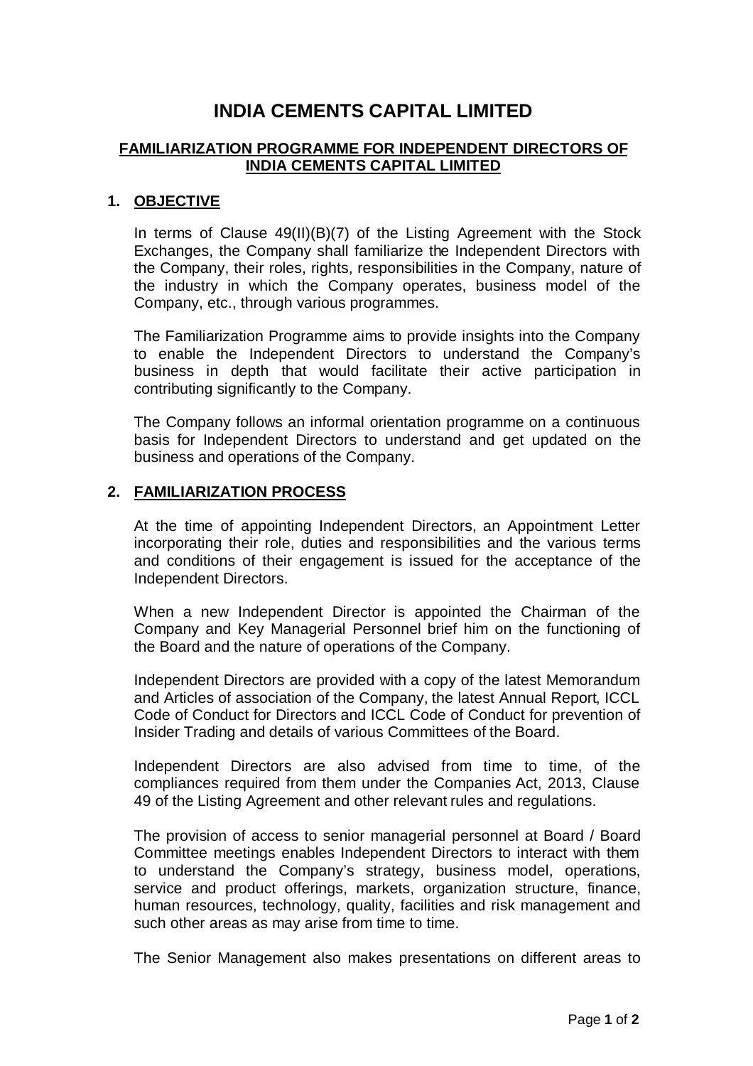# INDIA CEMENTS CAPITAL LIMITED

## FAMILIARIZATION PROGRAMME FOR INDEPENDENT DIRECTORS OF INDIA CEMENTS CAPITAL LIMITED

### 1. OBJECTIVE

In terms of Clause 49(II)(B)(7) of the Listing Agreement with the Stock Exchanges, the Company shall familiarize the Independent Directors with the Company, their roles, rights, responsibilities in the Company, nature of the industry in which the Company operates, business model of the Company, etc., through various programmes.

The Familiarization Programme aims to provide insights into the Company to enable the Independent Directors to understand the Company's business in depth that would facilitate their active participation in contributing significantly to the Company.

The Company follows an informal orientation programme on a continuous basis for Independent Directors to understand and get updated on the business and operations of the Company.

### 2. FAMILIARIZATION PROCESS

At the time of appointing Independent Directors, an Appointment Letter incorporating their role, duties and responsibilities and the various terms and conditions of their engagement is issued for the acceptance of the Independent Directors.

When a new Independent Director is appointed the Chairman of the Company and Key Managerial Personnel brief him on the functioning of the Board and the nature of operations of the Company.

Independent Directors are provided with a copy of the latest Memorandum and Articles of association of the Company, the latest Annual Report, ICCL Code of Conduct for Directors and ICCL Code of Conduct for prevention of Insider Trading and details of various Committees of the Board.

Independent Directors are also advised from time to time, of the compliances required from them under the Companies Act, 2013, Clause 49 of the Listing Agreement and other relevant rules and regulations.

The provision of access to senior managerial personnel at Board / Board Committee meetings enables Independent Directors to interact with them to understand the Company's strategy, business model, operations, service and product offerings, markets, organization structure, finance, human resources, technology, quality, facilities and risk management and such other areas as may arise from time to time.

The Senior Management also makes presentations on different areas to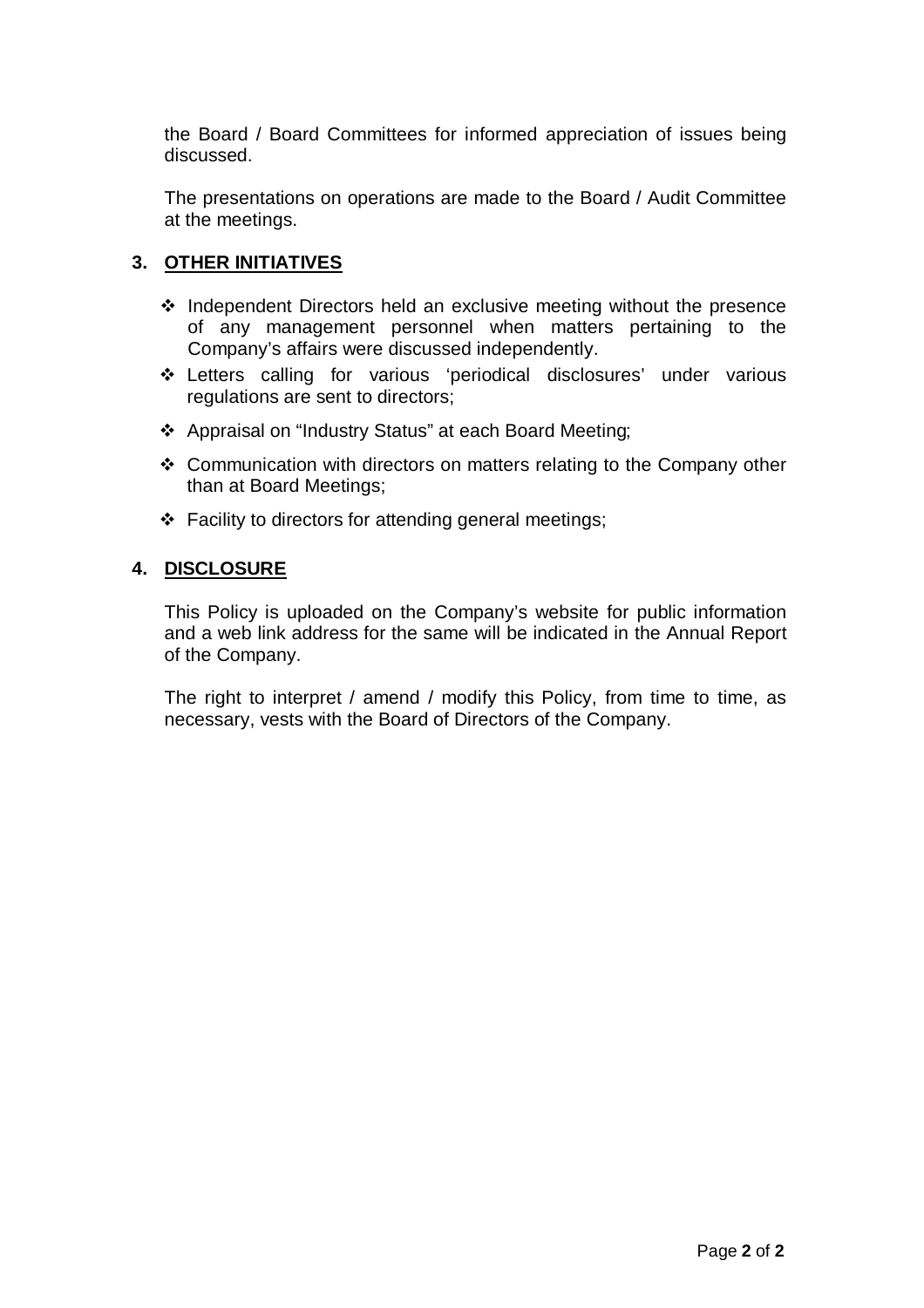the Board / Board Committees for informed appreciation of issues being discussed.

The presentations on operations are made to the Board / Audit Committee at the meetings.

## 3. **OTHER INITIATIVES**

- Independent Directors held an exclusive meeting without the presence of any management personnel when matters pertaining to the Company's affairs were discussed independently.
- Letters calling for various 'periodical disclosures' under various regulations are sent to directors;
- Appraisal on "Industry Status" at each Board Meeting;
- Communication with directors on matters relating to the Company other than at Board Meetings;
- Facility to directors for attending general meetings;

## 4. **DISCLOSURE**

This Policy is uploaded on the Company's website for public information and a web link address for the same will be indicated in the Annual Report of the Company.

The right to interpret / amend / modify this Policy, from time to time, as necessary, vests with the Board of Directors of the Company.